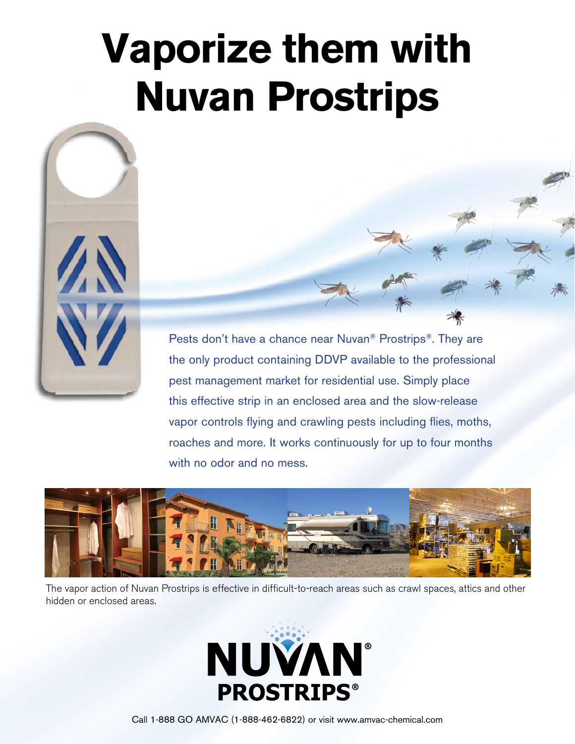# Vaporize them with Nuvan Prostrips

Pests don't have a chance near Nuvan® Prostrips®. They are the only product containing DDVP available to the professional pest management market for residential use. Simply place this effective strip in an enclosed area and the slow-release vapor controls flying and crawling pests including flies, moths, roaches and more. It works continuously for up to four months with no odor and no mess.

The vapor action of Nuvan Prostrips is effective in difficult-to-reach areas such as crawl spaces, attics and other hidden or enclosed areas.

**NUVAN® PROSTRIPS®**

Call 1-888 GO AMVAC (1-888-462-6822) or visit www.amvac-chemical.com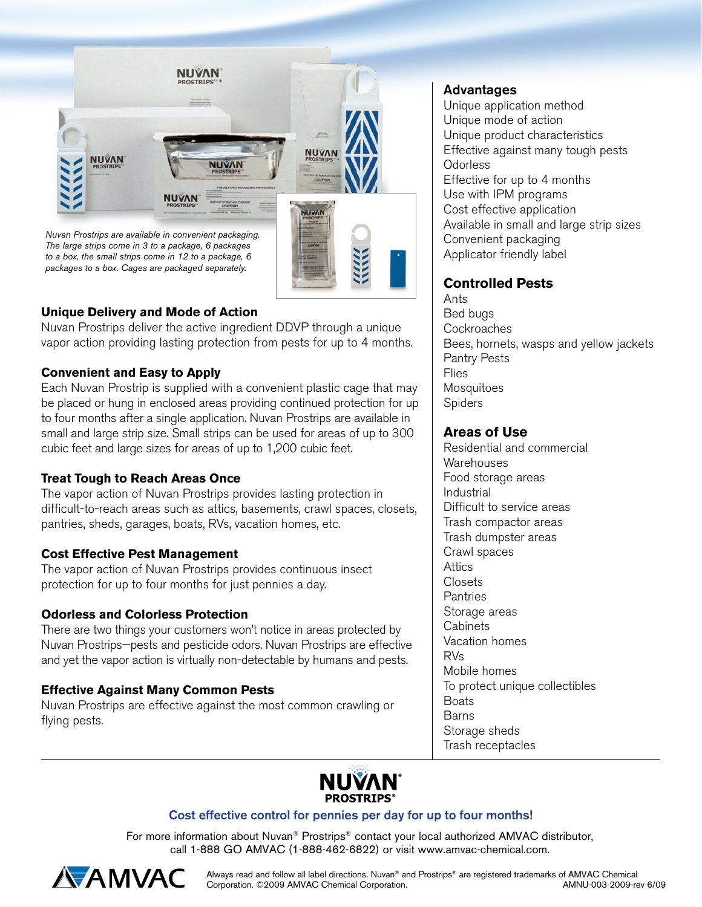*Nuvan Prostrips are available in convenient packaging. The large strips come in 3 to a package, 6 packages to a box, the small strips come in 12 to a package, 6 packages to a box. Cages are packaged separately.*

### Unique Delivery and Mode of Action

Nuvan Prostrips deliver the active ingredient DDVP through a unique vapor action providing lasting protection from pests for up to 4 months.

### Convenient and Easy to Apply

Each Nuvan Prostrip is supplied with a convenient plastic cage that may be placed or hung in enclosed areas providing continued protection for up to four months after a single application. Nuvan Prostrips are available in small and large strip size. Small strips can be used for areas of up to 300 cubic feet and large sizes for areas of up to 1,200 cubic feet.

### Treat Tough to Reach Areas Once

The vapor action of Nuvan Prostrips provides lasting protection in difficult-to-reach areas such as attics, basements, crawl spaces, closets, pantries, sheds, garages, boats, RVs, vacation homes, etc.

### Cost Effective Pest Management

The vapor action of Nuvan Prostrips provides continuous insect protection for up to four months for just pennies a day.

### Odorless and Colorless Protection

There are two things your customers won't notice in areas protected by Nuvan Prostrips—pests and pesticide odors. Nuvan Prostrips are effective and yet the vapor action is virtually non-detectable by humans and pests.

### Effective Against Many Common Pests

Nuvan Prostrips are effective against the most common crawling or flying pests.

### Advantages

- Unique application method
- Unique mode of action
- Unique product characteristics
- Effective against many tough pests
- Odorless
- Effective for up to 4 months
- Use with IPM programs
- Cost effective application
- Available in small and large strip sizes
- Convenient packaging
- Applicator friendly label

### Controlled Pests

- Ants
- Bed bugs
- Cockroaches
- Bees, hornets, wasps and yellow jackets
- Pantry Pests
- Flies
- Mosquitoes
- Spiders

### Areas of Use

- Residential and commercial
- Warehouses
- Food storage areas
- Industrial
- Difficult to service areas
- Trash compactor areas
- Trash dumpster areas
- Crawl spaces
- Attics
- Closets
- Pantries
- Storage areas
- Cabinets
- Vacation homes
- RVs
- Mobile homes
- To protect unique collectibles
- Boats
- Barns
- Storage sheds
- Trash receptacles

NUVAN® PROSTRIPS®

**Cost effective control for pennies per day for up to four months!**

For more information about Nuvan® Prostrips® contact your local authorized AMVAC distributor, call 1-888 GO AMVAC (1-888-462-6822) or visit www.amvac-chemical.com.

AMVAC

Always read and follow all label directions. Nuvan® and Prostrips® are registered trademarks of AMVAC Chemical Corporation. ©2009 AMVAC Chemical Corporation. AMNU-003-2009-rev 6/09